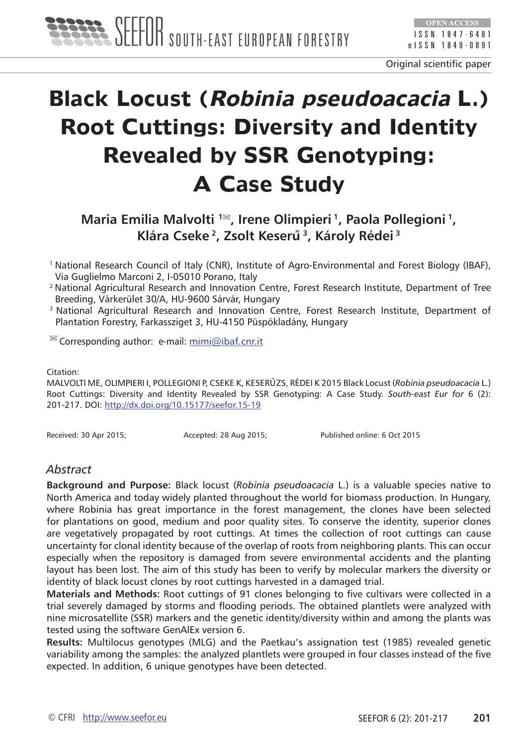Original scientific paper

# Black Locust (*Robinia pseudoacacia* L.) Root Cuttings: Diversity and Identity Revealed by SSR Genotyping: A Case Study

**Maria Emilia Malvolti [1]✉, Irene Olimpieri [1], Paola Pollegioni [1], Klára Cseke [2], Zsolt Keserű [3], Károly Rédei [3]**

[1] National Research Council of Italy (CNR), Institute of Agro-Environmental and Forest Biology (IBAF), Via Guglielmo Marconi 2, I-05010 Porano, Italy

[2] National Agricultural Research and Innovation Centre, Forest Research Institute, Department of Tree Breeding, Várkerület 30/A, HU-9600 Sárvár, Hungary

[3] National Agricultural Research and Innovation Centre, Forest Research Institute, Department of Plantation Forestry, Farkassziget 3, HU-4150 Püspökladány, Hungary

✉ Corresponding author: e-mail: mimi@ibaf.cnr.it

Citation:
MALVOLTI ME, OLIMPIERI I, POLLEGIONI P, CSEKE K, KESERŰ ZS, RÉDEI K 2015 Black Locust (*Robinia pseudoacacia* L.) Root Cuttings: Diversity and Identity Revealed by SSR Genotyping: A Case Study. *South-east Eur for* 6 (2): 201-217. DOI: http://dx.doi.org/10.15177/seefor.15-19

Received: 30 Apr 2015; Accepted: 28 Aug 2015; Published online: 6 Oct 2015

## *Abstract*

**Background and Purpose:** Black locust (*Robinia pseudoacacia* L.) is a valuable species native to North America and today widely planted throughout the world for biomass production. In Hungary, where Robinia has great importance in the forest management, the clones have been selected for plantations on good, medium and poor quality sites. To conserve the identity, superior clones are vegetatively propagated by root cuttings. At times the collection of root cuttings can cause uncertainty for clonal identity because of the overlap of roots from neighboring plants. This can occur especially when the repository is damaged from severe environmental accidents and the planting layout has been lost. The aim of this study has been to verify by molecular markers the diversity or identity of black locust clones by root cuttings harvested in a damaged trial.

**Materials and Methods:** Root cuttings of 91 clones belonging to five cultivars were collected in a trial severely damaged by storms and flooding periods. The obtained plantlets were analyzed with nine microsatellite (SSR) markers and the genetic identity/diversity within and among the plants was tested using the software GenAlEx version 6.

**Results:** Multilocus genotypes (MLG) and the Paetkau's assignation test (1985) revealed genetic variability among the samples: the analyzed plantlets were grouped in four classes instead of the five expected. In addition, 6 unique genotypes have been detected.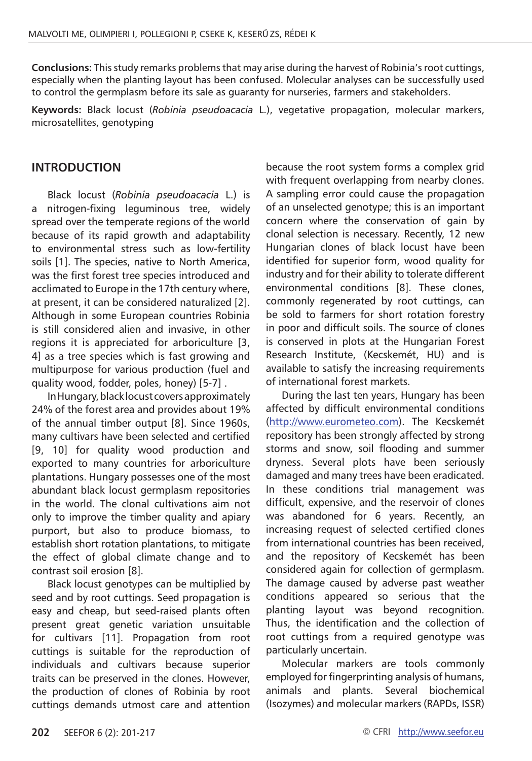**Conclusions:** This study remarks problems that may arise during the harvest of Robinia's root cuttings, especially when the planting layout has been confused. Molecular analyses can be successfully used to control the germplasm before its sale as guaranty for nurseries, farmers and stakeholders.

**Keywords:** Black locust (*Robinia pseudoacacia* L.), vegetative propagation, molecular markers, microsatellites, genotyping

## INTRODUCTION

Black locust (*Robinia pseudoacacia* L.) is a nitrogen-fixing leguminous tree, widely spread over the temperate regions of the world because of its rapid growth and adaptability to environmental stress such as low-fertility soils [1]. The species, native to North America, was the first forest tree species introduced and acclimated to Europe in the 17th century where, at present, it can be considered naturalized [2]. Although in some European countries Robinia is still considered alien and invasive, in other regions it is appreciated for arboriculture [3, 4] as a tree species which is fast growing and multipurpose for various production (fuel and quality wood, fodder, poles, honey) [5-7] .

In Hungary, black locust covers approximately 24% of the forest area and provides about 19% of the annual timber output [8]. Since 1960s, many cultivars have been selected and certified [9, 10] for quality wood production and exported to many countries for arboriculture plantations. Hungary possesses one of the most abundant black locust germplasm repositories in the world. The clonal cultivations aim not only to improve the timber quality and apiary purport, but also to produce biomass, to establish short rotation plantations, to mitigate the effect of global climate change and to contrast soil erosion [8].

Black locust genotypes can be multiplied by seed and by root cuttings. Seed propagation is easy and cheap, but seed-raised plants often present great genetic variation unsuitable for cultivars [11]. Propagation from root cuttings is suitable for the reproduction of individuals and cultivars because superior traits can be preserved in the clones. However, the production of clones of Robinia by root cuttings demands utmost care and attention because the root system forms a complex grid with frequent overlapping from nearby clones. A sampling error could cause the propagation of an unselected genotype; this is an important concern where the conservation of gain by clonal selection is necessary. Recently, 12 new Hungarian clones of black locust have been identified for superior form, wood quality for industry and for their ability to tolerate different environmental conditions [8]. These clones, commonly regenerated by root cuttings, can be sold to farmers for short rotation forestry in poor and difficult soils. The source of clones is conserved in plots at the Hungarian Forest Research Institute, (Kecskemét, HU) and is available to satisfy the increasing requirements of international forest markets.

During the last ten years, Hungary has been affected by difficult environmental conditions (http://www.eurometeo.com). The Kecskemét repository has been strongly affected by strong storms and snow, soil flooding and summer dryness. Several plots have been seriously damaged and many trees have been eradicated. In these conditions trial management was difficult, expensive, and the reservoir of clones was abandoned for 6 years. Recently, an increasing request of selected certified clones from international countries has been received, and the repository of Kecskemét has been considered again for collection of germplasm. The damage caused by adverse past weather conditions appeared so serious that the planting layout was beyond recognition. Thus, the identification and the collection of root cuttings from a required genotype was particularly uncertain.

Molecular markers are tools commonly employed for fingerprinting analysis of humans, animals and plants. Several biochemical (Isozymes) and molecular markers (RAPDs, ISSR)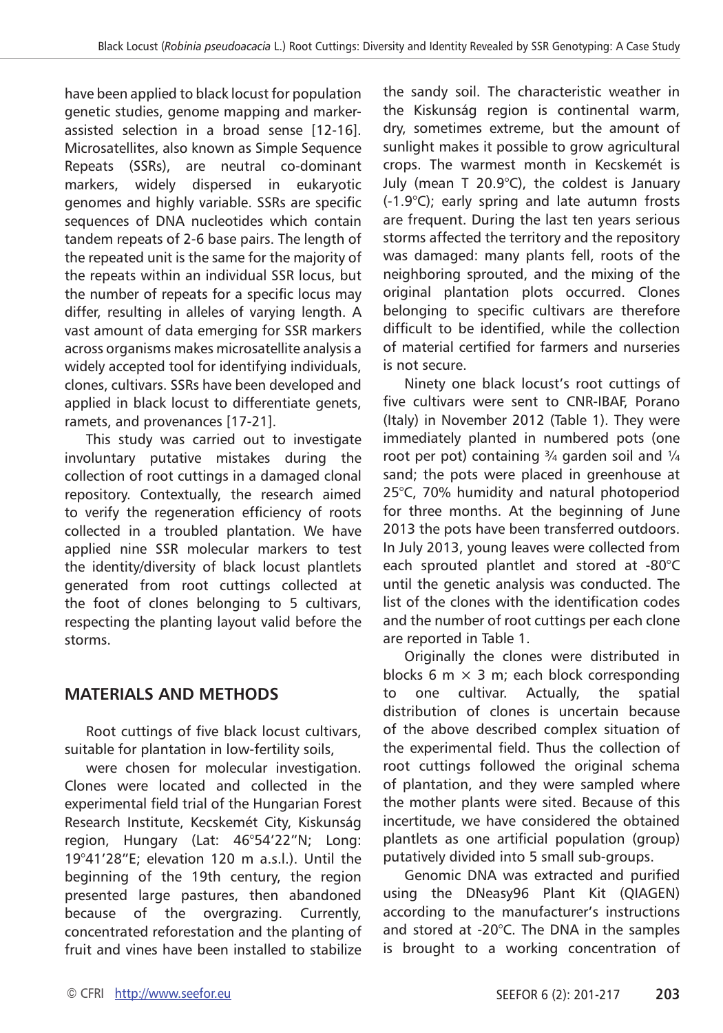have been applied to black locust for population genetic studies, genome mapping and marker-assisted selection in a broad sense [12-16]. Microsatellites, also known as Simple Sequence Repeats (SSRs), are neutral co-dominant markers, widely dispersed in eukaryotic genomes and highly variable. SSRs are specific sequences of DNA nucleotides which contain tandem repeats of 2-6 base pairs. The length of the repeated unit is the same for the majority of the repeats within an individual SSR locus, but the number of repeats for a specific locus may differ, resulting in alleles of varying length. A vast amount of data emerging for SSR markers across organisms makes microsatellite analysis a widely accepted tool for identifying individuals, clones, cultivars. SSRs have been developed and applied in black locust to differentiate genets, ramets, and provenances [17-21].

This study was carried out to investigate involuntary putative mistakes during the collection of root cuttings in a damaged clonal repository. Contextually, the research aimed to verify the regeneration efficiency of roots collected in a troubled plantation. We have applied nine SSR molecular markers to test the identity/diversity of black locust plantlets generated from root cuttings collected at the foot of clones belonging to 5 cultivars, respecting the planting layout valid before the storms.

## MATERIALS AND METHODS

Root cuttings of five black locust cultivars, suitable for plantation in low-fertility soils,

were chosen for molecular investigation. Clones were located and collected in the experimental field trial of the Hungarian Forest Research Institute, Kecskemét City, Kiskunság region, Hungary (Lat: 46°54'22"N; Long: 19°41'28"E; elevation 120 m a.s.l.). Until the beginning of the 19th century, the region presented large pastures, then abandoned because of the overgrazing. Currently, concentrated reforestation and the planting of fruit and vines have been installed to stabilize the sandy soil. The characteristic weather in the Kiskunság region is continental warm, dry, sometimes extreme, but the amount of sunlight makes it possible to grow agricultural crops. The warmest month in Kecskemét is July (mean T 20.9°C), the coldest is January (-1.9°C); early spring and late autumn frosts are frequent. During the last ten years serious storms affected the territory and the repository was damaged: many plants fell, roots of the neighboring sprouted, and the mixing of the original plantation plots occurred. Clones belonging to specific cultivars are therefore difficult to be identified, while the collection of material certified for farmers and nurseries is not secure.

Ninety one black locust's root cuttings of five cultivars were sent to CNR-IBAF, Porano (Italy) in November 2012 (Table 1). They were immediately planted in numbered pots (one root per pot) containing ¾ garden soil and ¼ sand; the pots were placed in greenhouse at 25°C, 70% humidity and natural photoperiod for three months. At the beginning of June 2013 the pots have been transferred outdoors. In July 2013, young leaves were collected from each sprouted plantlet and stored at -80°C until the genetic analysis was conducted. The list of the clones with the identification codes and the number of root cuttings per each clone are reported in Table 1.

Originally the clones were distributed in blocks 6 m × 3 m; each block corresponding to one cultivar. Actually, the spatial distribution of clones is uncertain because of the above described complex situation of the experimental field. Thus the collection of root cuttings followed the original schema of plantation, and they were sampled where the mother plants were sited. Because of this incertitude, we have considered the obtained plantlets as one artificial population (group) putatively divided into 5 small sub-groups.

Genomic DNA was extracted and purified using the DNeasy96 Plant Kit (QIAGEN) according to the manufacturer's instructions and stored at -20°C. The DNA in the samples is brought to a working concentration of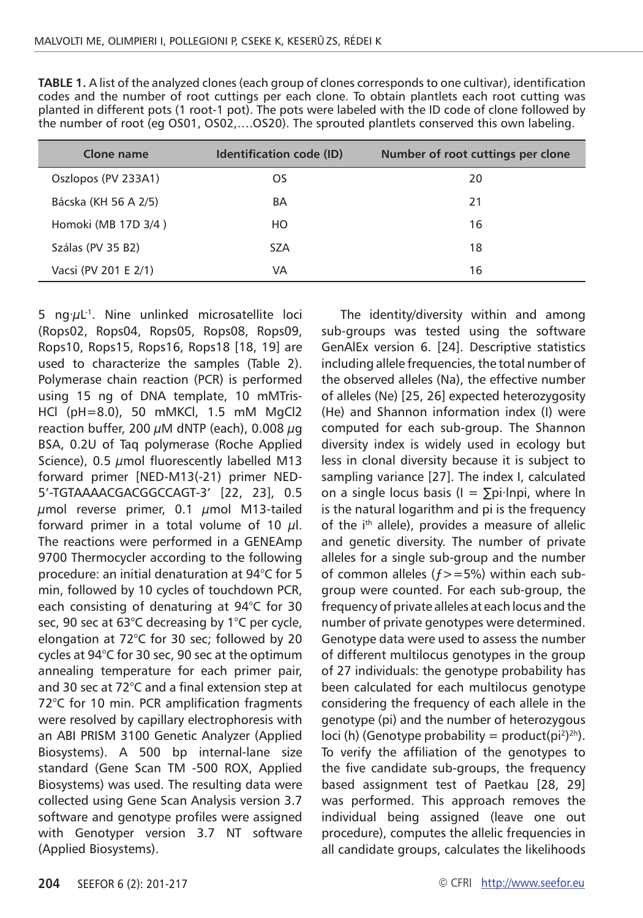**TABLE 1.** A list of the analyzed clones (each group of clones corresponds to one cultivar), identification codes and the number of root cuttings per each clone. To obtain plantlets each root cutting was planted in different pots (1 root-1 pot). The pots were labeled with the ID code of clone followed by the number of root (eg OS01, OS02,….OS20). The sprouted plantlets conserved this own labeling.

| Clone name | Identification code (ID) | Number of root cuttings per clone |
|---|---|---|
| Oszlopos (PV 233A1) | OS | 20 |
| Bácska (KH 56 A 2/5) | BA | 21 |
| Homoki (MB 17D 3/4 ) | HO | 16 |
| Szálas (PV 35 B2) | SZA | 18 |
| Vacsi (PV 201 E 2/1) | VA | 16 |

5 ng·$\mu$L$^{-1}$. Nine unlinked microsatellite loci (Rops02, Rops04, Rops05, Rops08, Rops09, Rops10, Rops15, Rops16, Rops18 [18, 19] are used to characterize the samples (Table 2). Polymerase chain reaction (PCR) is performed using 15 ng of DNA template, 10 mMTris-HCl (pH=8.0), 50 mMKCl, 1.5 mM MgCl2 reaction buffer, 200 $\mu$M dNTP (each), 0.008 $\mu$g BSA, 0.2U of Taq polymerase (Roche Applied Science), 0.5 $\mu$mol fluorescently labelled M13 forward primer [NED-M13(-21) primer NED-5'-TGTAAAACGACGGCCAGT-3' [22, 23], 0.5 $\mu$mol reverse primer, 0.1 $\mu$mol M13-tailed forward primer in a total volume of 10 $\mu$l. The reactions were performed in a GENEAmp 9700 Thermocycler according to the following procedure: an initial denaturation at 94°C for 5 min, followed by 10 cycles of touchdown PCR, each consisting of denaturing at 94°C for 30 sec, 90 sec at 63°C decreasing by 1°C per cycle, elongation at 72°C for 30 sec; followed by 20 cycles at 94°C for 30 sec, 90 sec at the optimum annealing temperature for each primer pair, and 30 sec at 72°C and a final extension step at 72°C for 10 min. PCR amplification fragments were resolved by capillary electrophoresis with an ABI PRISM 3100 Genetic Analyzer (Applied Biosystems). A 500 bp internal-lane size standard (Gene Scan TM -500 ROX, Applied Biosystems) was used. The resulting data were collected using Gene Scan Analysis version 3.7 software and genotype profiles were assigned with Genotyper version 3.7 NT software (Applied Biosystems).

The identity/diversity within and among sub-groups was tested using the software GenAlEx version 6. [24]. Descriptive statistics including allele frequencies, the total number of the observed alleles (Na), the effective number of alleles (Ne) [25, 26] expected heterozygosity (He) and Shannon information index (I) were computed for each sub-group. The Shannon diversity index is widely used in ecology but less in clonal diversity because it is subject to sampling variance [27]. The index I, calculated on a single locus basis ($I = \sum p_i \cdot \ln p_i$, where ln is the natural logarithm and pi is the frequency of the i$^{th}$ allele), provides a measure of allelic and genetic diversity. The number of private alleles for a single sub-group and the number of common alleles ($f >= 5\%$) within each sub-group were counted. For each sub-group, the frequency of private alleles at each locus and the number of private genotypes were determined. Genotype data were used to assess the number of different multilocus genotypes in the group of 27 individuals: the genotype probability has been calculated for each multilocus genotype considering the frequency of each allele in the genotype (pi) and the number of heterozygous loci (h) (Genotype probability = product$(p_i^2)^{2h}$). To verify the affiliation of the genotypes to the five candidate sub-groups, the frequency based assignment test of Paetkau [28, 29] was performed. This approach removes the individual being assigned (leave one out procedure), computes the allelic frequencies in all candidate groups, calculates the likelihoods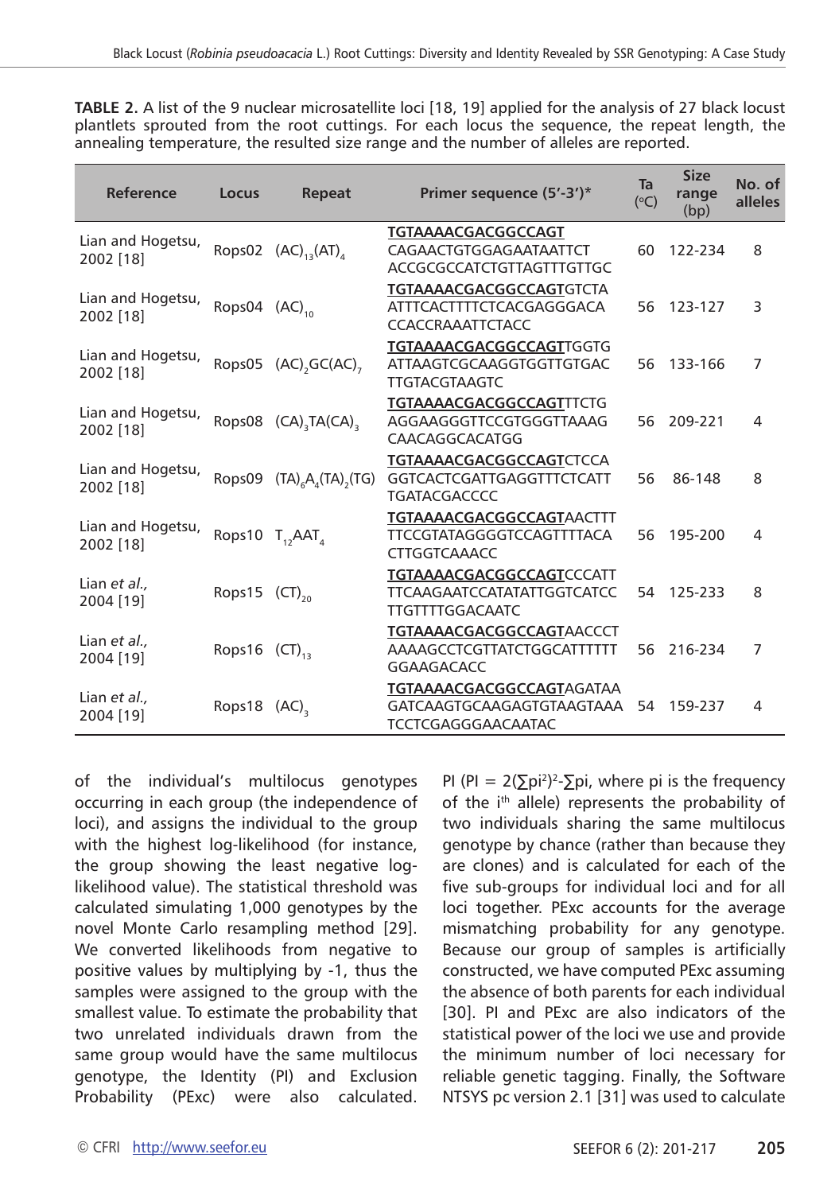**TABLE 2.** A list of the 9 nuclear microsatellite loci [18, 19] applied for the analysis of 27 black locust plantlets sprouted from the root cuttings. For each locus the sequence, the repeat length, the annealing temperature, the resulted size range and the number of alleles are reported.

| Reference | Locus | Repeat | Primer sequence (5'-3')* | Ta (°C) | Size range (bp) | No. of alleles |
|---|---|---|---|---|---|---|
| Lian and Hogetsu, 2002 [18] | Rops02 | $(AC)_{13}(AT)_4$ | **TGTAAAACGACGGCCAGT** CAGAACTGTGGAGAATAATTCT ACCGCGCCATCTGTTAGTTTGTTGC | 60 | 122-234 | 8 |
| Lian and Hogetsu, 2002 [18] | Rops04 | $(AC)_{10}$ | **TGTAAAACGACGGCCAGT**GTCTA ATTTCACTTTTCTCACGAGGGACA CCACCRAAATTCTACC | 56 | 123-127 | 3 |
| Lian and Hogetsu, 2002 [18] | Rops05 | $(AC)_2GC(AC)_7$ | **TGTAAAACGACGGCCAGT**TGGTG ATTAAGTCGCAAGGTGGTTGTGAC TTGTACGTAAGTC | 56 | 133-166 | 7 |
| Lian and Hogetsu, 2002 [18] | Rops08 | $(CA)_3TA(CA)_3$ | **TGTAAAACGACGGCCAGT**TTCTG AGGAAGGGTTCCGTGGGTTAAAG CAACAGGCACATGG | 56 | 209-221 | 4 |
| Lian and Hogetsu, 2002 [18] | Rops09 | $(TA)_6A_4(TA)_2(TG)$ | **TGTAAAACGACGGCCAGT**CTCCA GGTCACTCGATTGAGGTTTCTCATT TGATACGACCCC | 56 | 86-148 | 8 |
| Lian and Hogetsu, 2002 [18] | Rops10 | $T_{12}AAT_4$ | **TGTAAAACGACGGCCAGT**AACTTT TTCCGTATAGGGGTCCAGTTTTACA CTTGGTCAAACC | 56 | 195-200 | 4 |
| Lian *et al.*, 2004 [19] | Rops15 | $(CT)_{20}$ | **TGTAAAACGACGGCCAGT**CCCATT TTCAAGAATCCATATATTGGTCATCC TTGTTTTGGACAATC | 54 | 125-233 | 8 |
| Lian *et al.*, 2004 [19] | Rops16 | $(CT)_{13}$ | **TGTAAAACGACGGCCAGT**AACCCT AAAAGCCTCGTTATCTGGCATTTTTT GGAAGACACC | 56 | 216-234 | 7 |
| Lian *et al.*, 2004 [19] | Rops18 | $(AC)_3$ | **TGTAAAACGACGGCCAGT**AGATAA GATCAAGTGCAAGAGTGTAAGTAAA TCCTCGAGGGAACAATAC | 54 | 159-237 | 4 |

of the individual's multilocus genotypes occurring in each group (the independence of loci), and assigns the individual to the group with the highest log-likelihood (for instance, the group showing the least negative log-likelihood value). The statistical threshold was calculated simulating 1,000 genotypes by the novel Monte Carlo resampling method [29]. We converted likelihoods from negative to positive values by multiplying by -1, thus the samples were assigned to the group with the smallest value. To estimate the probability that two unrelated individuals drawn from the same group would have the same multilocus genotype, the Identity (PI) and Exclusion Probability (PExc) were also calculated. PI ($PI = 2(\sum pi^2)^2 - \sum pi$, where pi is the frequency of the i[th] allele) represents the probability of two individuals sharing the same multilocus genotype by chance (rather than because they are clones) and is calculated for each of the five sub-groups for individual loci and for all loci together. PExc accounts for the average mismatching probability for any genotype. Because our group of samples is artificially constructed, we have computed PExc assuming the absence of both parents for each individual [30]. PI and PExc are also indicators of the statistical power of the loci we use and provide the minimum number of loci necessary for reliable genetic tagging. Finally, the Software NTSYS pc version 2.1 [31] was used to calculate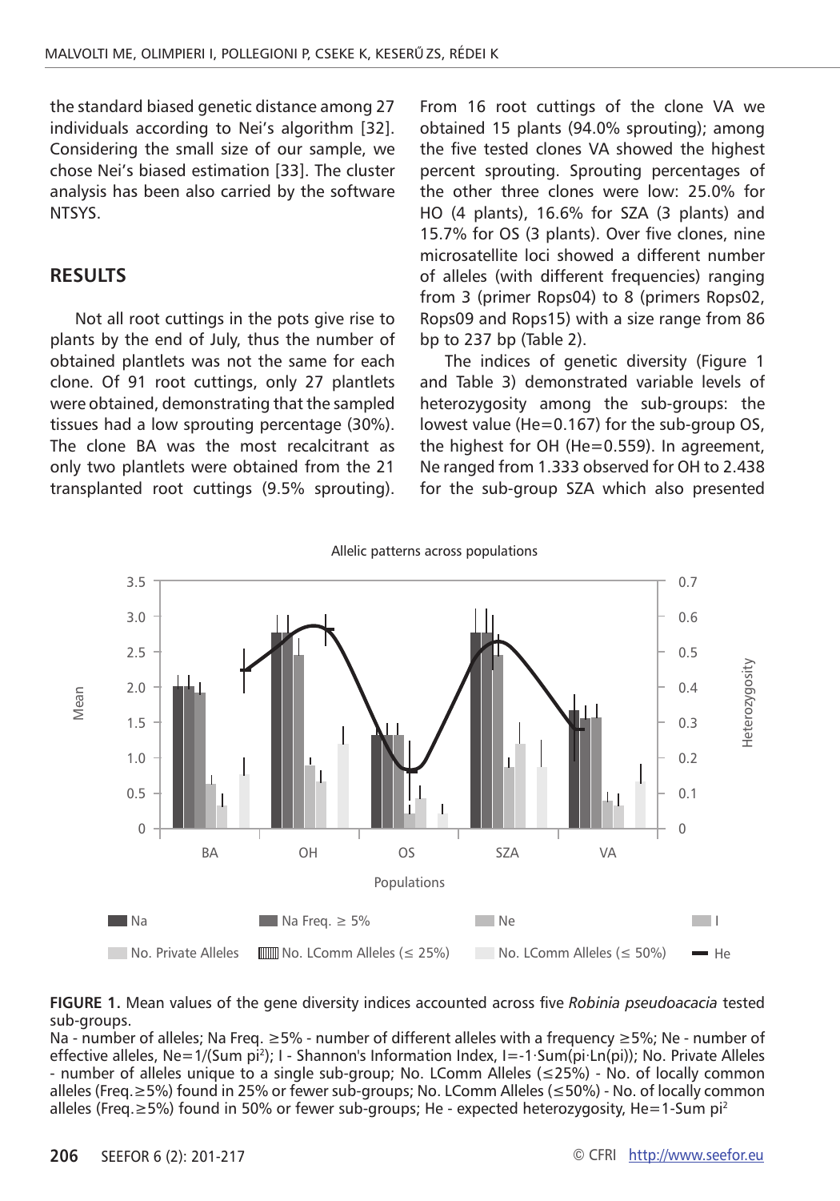the standard biased genetic distance among 27 individuals according to Nei's algorithm [32]. Considering the small size of our sample, we chose Nei's biased estimation [33]. The cluster analysis has been also carried by the software NTSYS.

## RESULTS

Not all root cuttings in the pots give rise to plants by the end of July, thus the number of obtained plantlets was not the same for each clone. Of 91 root cuttings, only 27 plantlets were obtained, demonstrating that the sampled tissues had a low sprouting percentage (30%). The clone BA was the most recalcitrant as only two plantlets were obtained from the 21 transplanted root cuttings (9.5% sprouting). From 16 root cuttings of the clone VA we obtained 15 plants (94.0% sprouting); among the five tested clones VA showed the highest percent sprouting. Sprouting percentages of the other three clones were low: 25.0% for HO (4 plants), 16.6% for SZA (3 plants) and 15.7% for OS (3 plants). Over five clones, nine microsatellite loci showed a different number of alleles (with different frequencies) ranging from 3 (primer Rops04) to 8 (primers Rops02, Rops09 and Rops15) with a size range from 86 bp to 237 bp (Table 2).

The indices of genetic diversity (Figure 1 and Table 3) demonstrated variable levels of heterozygosity among the sub-groups: the lowest value (He=0.167) for the sub-group OS, the highest for OH (He=0.559). In agreement, Ne ranged from 1.333 observed for OH to 2.438 for the sub-group SZA which also presented

Allelic patterns across populations

Mean

3.5
3.0
2.5
2.0
1.5
1.0
0.5
0

Heterozygosity

0.7
0.6
0.5
0.4
0.3
0.2
0.1
0

BA
OH
OS
SZA
VA

Populations

Na
Na Freq. ≥ 5%
Ne
I
No. Private Alleles
No. LComm Alleles (≤ 25%)
No. LComm Alleles (≤ 50%)
He

**FIGURE 1.** Mean values of the gene diversity indices accounted across five *Robinia pseudoacacia* tested sub-groups.
Na - number of alleles; Na Freq. ≥5% - number of different alleles with a frequency ≥5%; Ne - number of effective alleles, Ne=1/(Sum $pi^2$); I - Shannon's Information Index, I=-1·Sum(pi·Ln(pi)); No. Private Alleles - number of alleles unique to a single sub-group; No. LComm Alleles (≤25%) - No. of locally common alleles (Freq.≥5%) found in 25% or fewer sub-groups; No. LComm Alleles (≤50%) - No. of locally common alleles (Freq.≥5%) found in 50% or fewer sub-groups; He - expected heterozygosity, He=1-Sum $pi^2$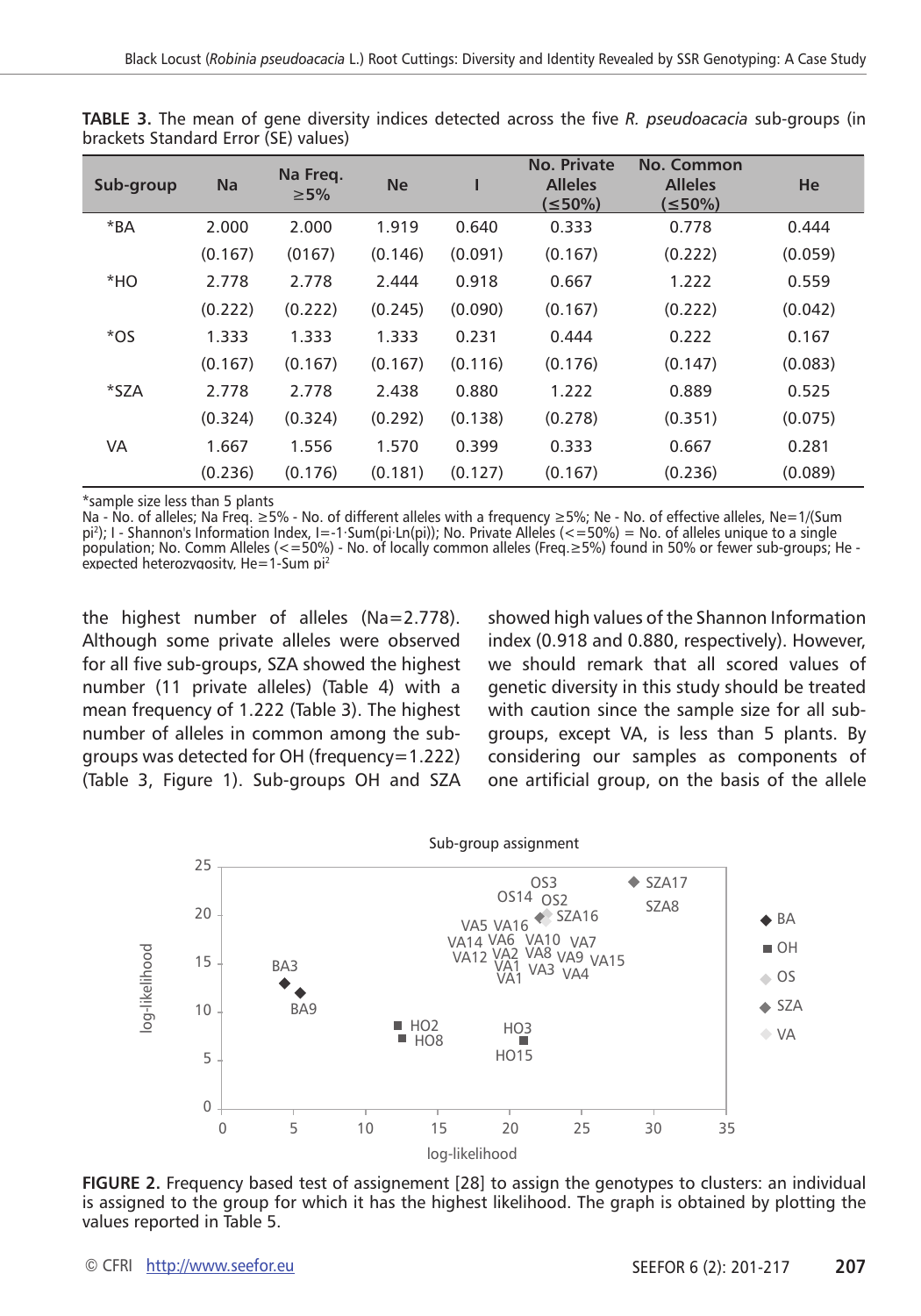**TABLE 3.** The mean of gene diversity indices detected across the five *R. pseudoacacia* sub-groups (in brackets Standard Error (SE) values)

| Sub-group | Na | Na Freq. ≥5% | Ne | I | No. Private Alleles (≤50%) | No. Common Alleles (≤50%) | He |
|---|---|---|---|---|---|---|---|
| *BA | 2.000 | 2.000 | 1.919 | 0.640 | 0.333 | 0.778 | 0.444 |
| | (0.167) | (0167) | (0.146) | (0.091) | (0.167) | (0.222) | (0.059) |
| *HO | 2.778 | 2.778 | 2.444 | 0.918 | 0.667 | 1.222 | 0.559 |
| | (0.222) | (0.222) | (0.245) | (0.090) | (0.167) | (0.222) | (0.042) |
| *OS | 1.333 | 1.333 | 1.333 | 0.231 | 0.444 | 0.222 | 0.167 |
| | (0.167) | (0.167) | (0.167) | (0.116) | (0.176) | (0.147) | (0.083) |
| *SZA | 2.778 | 2.778 | 2.438 | 0.880 | 1.222 | 0.889 | 0.525 |
| | (0.324) | (0.324) | (0.292) | (0.138) | (0.278) | (0.351) | (0.075) |
| VA | 1.667 | 1.556 | 1.570 | 0.399 | 0.333 | 0.667 | 0.281 |
| | (0.236) | (0.176) | (0.181) | (0.127) | (0.167) | (0.236) | (0.089) |

*sample size less than 5 plants
Na - No. of alleles; Na Freq. ≥5% - No. of different alleles with a frequency ≥5%; Ne - No. of effective alleles, Ne=1/(Sum $pi^2$); I - Shannon's Information Index, I=-1·Sum(pi·Ln(pi)); No. Private Alleles (<=50%) = No. of alleles unique to a single population; No. Comm Alleles (<=50%) - No. of locally common alleles (Freq.≥5%) found in 50% or fewer sub-groups; He - expected heterozygosity, He=1-Sum $pi^2$

the highest number of alleles (Na=2.778). Although some private alleles were observed for all five sub-groups, SZA showed the highest number (11 private alleles) (Table 4) with a mean frequency of 1.222 (Table 3). The highest number of alleles in common among the sub-groups was detected for OH (frequency=1.222) (Table 3, Figure 1). Sub-groups OH and SZA showed high values of the Shannon Information index (0.918 and 0.880, respectively). However, we should remark that all scored values of genetic diversity in this study should be treated with caution since the sample size for all sub-groups, except VA, is less than 5 plants. By considering our samples as components of one artificial group, on the basis of the allele

Sub-group assignment
log-likelihood
log-likelihood
BA3
BA9
HO2
HO8
HO3
HO15
OS3
OS14
OS2
SZA16
SZA17
SZA8
VA5 VA16
VA14 VA6 VA10 VA7
VA12 VA2 VA8 VA9 VA15
VA1 VA3 VA4
VA1
BA
OH
OS
SZA
VA
0 5 10 15 20 25 30 35
0 5 10 15 20 25

**FIGURE 2.** Frequency based test of assignement [28] to assign the genotypes to clusters: an individual is assigned to the group for which it has the highest likelihood. The graph is obtained by plotting the values reported in Table 5.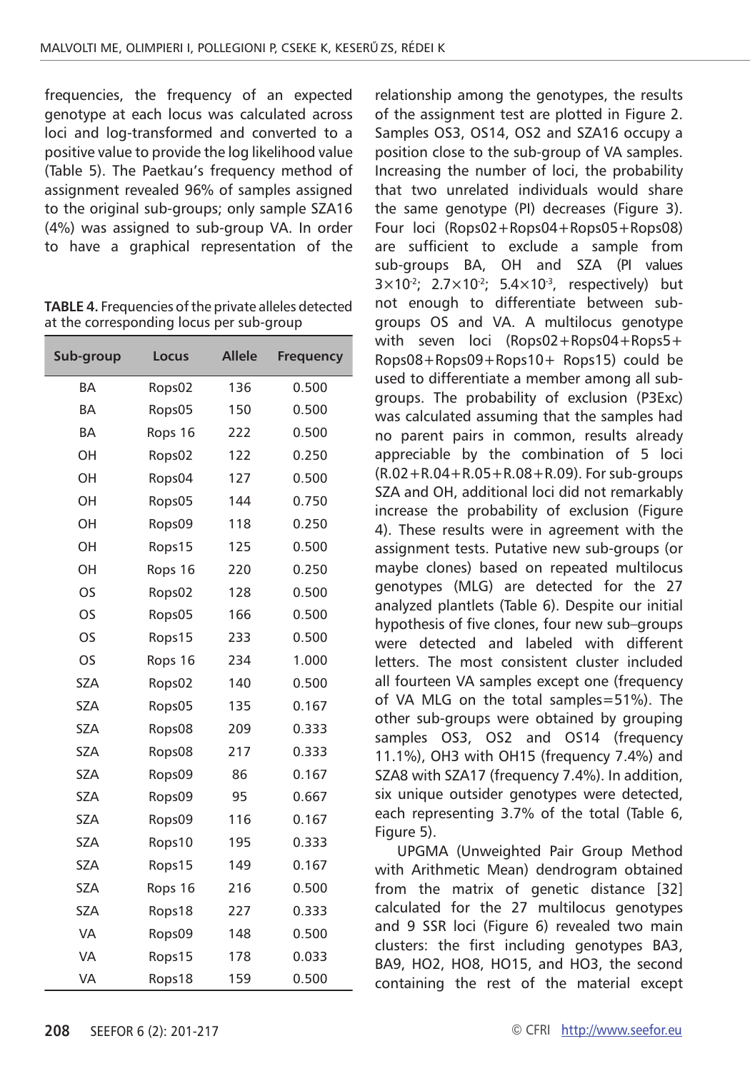frequencies, the frequency of an expected genotype at each locus was calculated across loci and log-transformed and converted to a positive value to provide the log likelihood value (Table 5). The Paetkau's frequency method of assignment revealed 96% of samples assigned to the original sub-groups; only sample SZA16 (4%) was assigned to sub-group VA. In order to have a graphical representation of the relationship among the genotypes, the results of the assignment test are plotted in Figure 2. Samples OS3, OS14, OS2 and SZA16 occupy a position close to the sub-group of VA samples. Increasing the number of loci, the probability that two unrelated individuals would share the same genotype (PI) decreases (Figure 3). Four loci (Rops02+Rops04+Rops05+Rops08) are sufficient to exclude a sample from sub-groups BA, OH and SZA (PI values $3\times10^{-2}$; $2.7\times10^{-2}$; $5.4\times10^{-3}$, respectively) but not enough to differentiate between sub-groups OS and VA. A multilocus genotype with seven loci (Rops02+Rops04+Rops5+Rops08+Rops09+Rops10+ Rops15) could be used to differentiate a member among all sub-groups. The probability of exclusion (P3Exc) was calculated assuming that the samples had no parent pairs in common, results already appreciable by the combination of 5 loci (R.02+R.04+R.05+R.08+R.09). For sub-groups SZA and OH, additional loci did not remarkably increase the probability of exclusion (Figure 4). These results were in agreement with the assignment tests. Putative new sub-groups (or maybe clones) based on repeated multilocus genotypes (MLG) are detected for the 27 analyzed plantlets (Table 6). Despite our initial hypothesis of five clones, four new sub–groups were detected and labeled with different letters. The most consistent cluster included all fourteen VA samples except one (frequency of VA MLG on the total samples=51%). The other sub-groups were obtained by grouping samples OS3, OS2 and OS14 (frequency 11.1%), OH3 with OH15 (frequency 7.4%) and SZA8 with SZA17 (frequency 7.4%). In addition, six unique outsider genotypes were detected, each representing 3.7% of the total (Table 6, Figure 5).

**TABLE 4.** Frequencies of the private alleles detected at the corresponding locus per sub-group

| Sub-group | Locus | Allele | Frequency |
|---|---|---|---|
| BA | Rops02 | 136 | 0.500 |
| BA | Rops05 | 150 | 0.500 |
| BA | Rops 16 | 222 | 0.500 |
| OH | Rops02 | 122 | 0.250 |
| OH | Rops04 | 127 | 0.500 |
| OH | Rops05 | 144 | 0.750 |
| OH | Rops09 | 118 | 0.250 |
| OH | Rops15 | 125 | 0.500 |
| OH | Rops 16 | 220 | 0.250 |
| OS | Rops02 | 128 | 0.500 |
| OS | Rops05 | 166 | 0.500 |
| OS | Rops15 | 233 | 0.500 |
| OS | Rops 16 | 234 | 1.000 |
| SZA | Rops02 | 140 | 0.500 |
| SZA | Rops05 | 135 | 0.167 |
| SZA | Rops08 | 209 | 0.333 |
| SZA | Rops08 | 217 | 0.333 |
| SZA | Rops09 | 86 | 0.167 |
| SZA | Rops09 | 95 | 0.667 |
| SZA | Rops09 | 116 | 0.167 |
| SZA | Rops10 | 195 | 0.333 |
| SZA | Rops15 | 149 | 0.167 |
| SZA | Rops 16 | 216 | 0.500 |
| SZA | Rops18 | 227 | 0.333 |
| VA | Rops09 | 148 | 0.500 |
| VA | Rops15 | 178 | 0.033 |
| VA | Rops18 | 159 | 0.500 |

UPGMA (Unweighted Pair Group Method with Arithmetic Mean) dendrogram obtained from the matrix of genetic distance [32] calculated for the 27 multilocus genotypes and 9 SSR loci (Figure 6) revealed two main clusters: the first including genotypes BA3, BA9, HO2, HO8, HO15, and HO3, the second containing the rest of the material except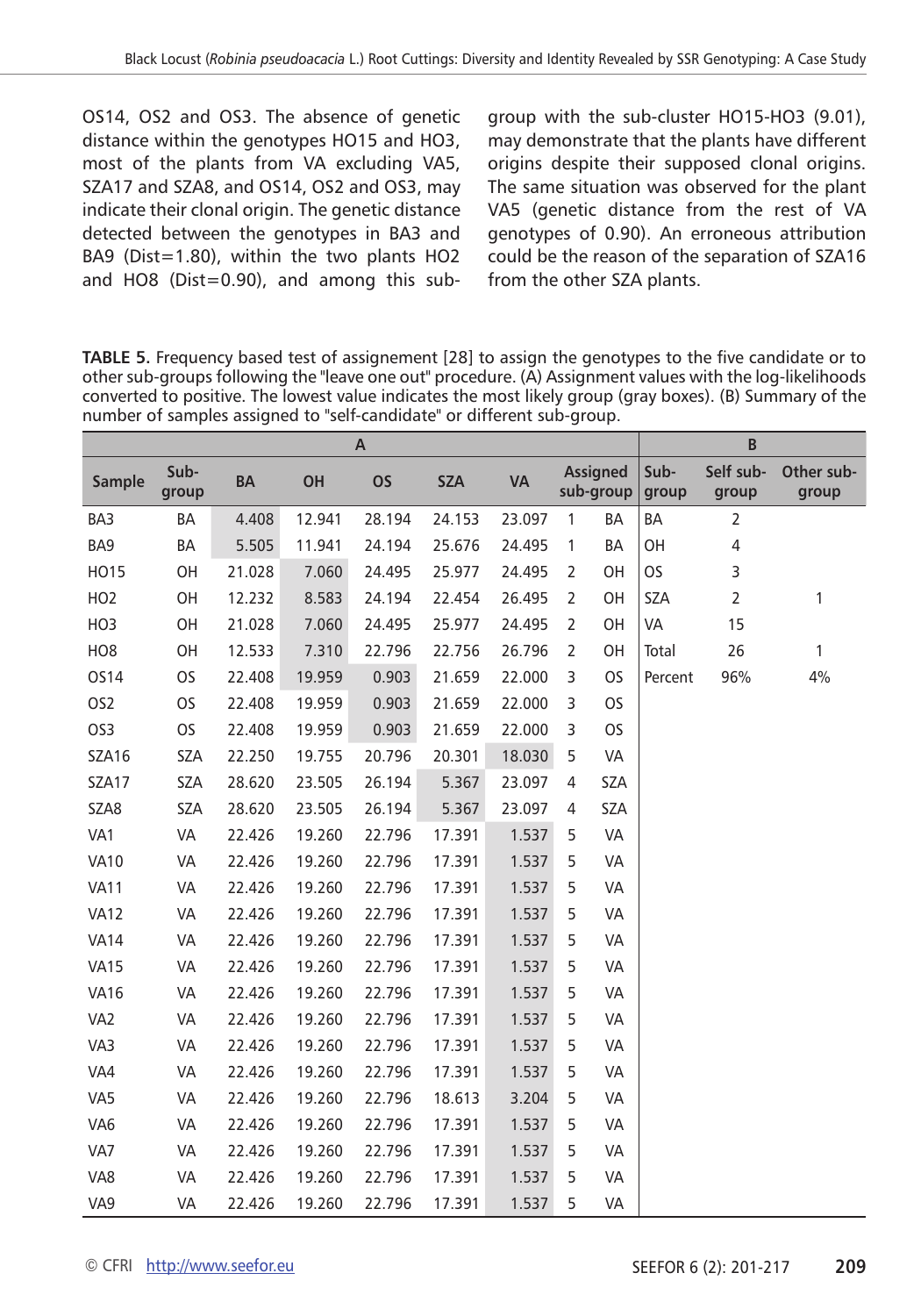OS14, OS2 and OS3. The absence of genetic distance within the genotypes HO15 and HO3, most of the plants from VA excluding VA5, SZA17 and SZA8, and OS14, OS2 and OS3, may indicate their clonal origin. The genetic distance detected between the genotypes in BA3 and BA9 (Dist=1.80), within the two plants HO2 and HO8 (Dist=0.90), and among this sub-group with the sub-cluster HO15-HO3 (9.01), may demonstrate that the plants have different origins despite their supposed clonal origins. The same situation was observed for the plant VA5 (genetic distance from the rest of VA genotypes of 0.90). An erroneous attribution could be the reason of the separation of SZA16 from the other SZA plants.

**TABLE 5.** Frequency based test of assignement [28] to assign the genotypes to the five candidate or to other sub-groups following the "leave one out" procedure. (A) Assignment values with the log-likelihoods converted to positive. The lowest value indicates the most likely group (gray boxes). (B) Summary of the number of samples assigned to "self-candidate" or different sub-group.

| A | | | | | | | | | B | | |
|---|---|---|---|---|---|---|---|---|---|---|---|
| Sample | Sub-group | BA | OH | OS | SZA | VA | Assigned sub-group | | Sub-group | Self sub-group | Other sub-group |
| BA3 | BA | 4.408 | 12.941 | 28.194 | 24.153 | 23.097 | 1 | BA | BA | 2 | |
| BA9 | BA | 5.505 | 11.941 | 24.194 | 25.676 | 24.495 | 1 | BA | OH | 4 | |
| HO15 | OH | 21.028 | 7.060 | 24.495 | 25.977 | 24.495 | 2 | OH | OS | 3 | |
| HO2 | OH | 12.232 | 8.583 | 24.194 | 22.454 | 26.495 | 2 | OH | SZA | 2 | 1 |
| HO3 | OH | 21.028 | 7.060 | 24.495 | 25.977 | 24.495 | 2 | OH | VA | 15 | |
| HO8 | OH | 12.533 | 7.310 | 22.796 | 22.756 | 26.796 | 2 | OH | Total | 26 | 1 |
| OS14 | OS | 22.408 | 19.959 | 0.903 | 21.659 | 22.000 | 3 | OS | Percent | 96% | 4% |
| OS2 | OS | 22.408 | 19.959 | 0.903 | 21.659 | 22.000 | 3 | OS | | | |
| OS3 | OS | 22.408 | 19.959 | 0.903 | 21.659 | 22.000 | 3 | OS | | | |
| SZA16 | SZA | 22.250 | 19.755 | 20.796 | 20.301 | 18.030 | 5 | VA | | | |
| SZA17 | SZA | 28.620 | 23.505 | 26.194 | 5.367 | 23.097 | 4 | SZA | | | |
| SZA8 | SZA | 28.620 | 23.505 | 26.194 | 5.367 | 23.097 | 4 | SZA | | | |
| VA1 | VA | 22.426 | 19.260 | 22.796 | 17.391 | 1.537 | 5 | VA | | | |
| VA10 | VA | 22.426 | 19.260 | 22.796 | 17.391 | 1.537 | 5 | VA | | | |
| VA11 | VA | 22.426 | 19.260 | 22.796 | 17.391 | 1.537 | 5 | VA | | | |
| VA12 | VA | 22.426 | 19.260 | 22.796 | 17.391 | 1.537 | 5 | VA | | | |
| VA14 | VA | 22.426 | 19.260 | 22.796 | 17.391 | 1.537 | 5 | VA | | | |
| VA15 | VA | 22.426 | 19.260 | 22.796 | 17.391 | 1.537 | 5 | VA | | | |
| VA16 | VA | 22.426 | 19.260 | 22.796 | 17.391 | 1.537 | 5 | VA | | | |
| VA2 | VA | 22.426 | 19.260 | 22.796 | 17.391 | 1.537 | 5 | VA | | | |
| VA3 | VA | 22.426 | 19.260 | 22.796 | 17.391 | 1.537 | 5 | VA | | | |
| VA4 | VA | 22.426 | 19.260 | 22.796 | 17.391 | 1.537 | 5 | VA | | | |
| VA5 | VA | 22.426 | 19.260 | 22.796 | 18.613 | 3.204 | 5 | VA | | | |
| VA6 | VA | 22.426 | 19.260 | 22.796 | 17.391 | 1.537 | 5 | VA | | | |
| VA7 | VA | 22.426 | 19.260 | 22.796 | 17.391 | 1.537 | 5 | VA | | | |
| VA8 | VA | 22.426 | 19.260 | 22.796 | 17.391 | 1.537 | 5 | VA | | | |
| VA9 | VA | 22.426 | 19.260 | 22.796 | 17.391 | 1.537 | 5 | VA | | | |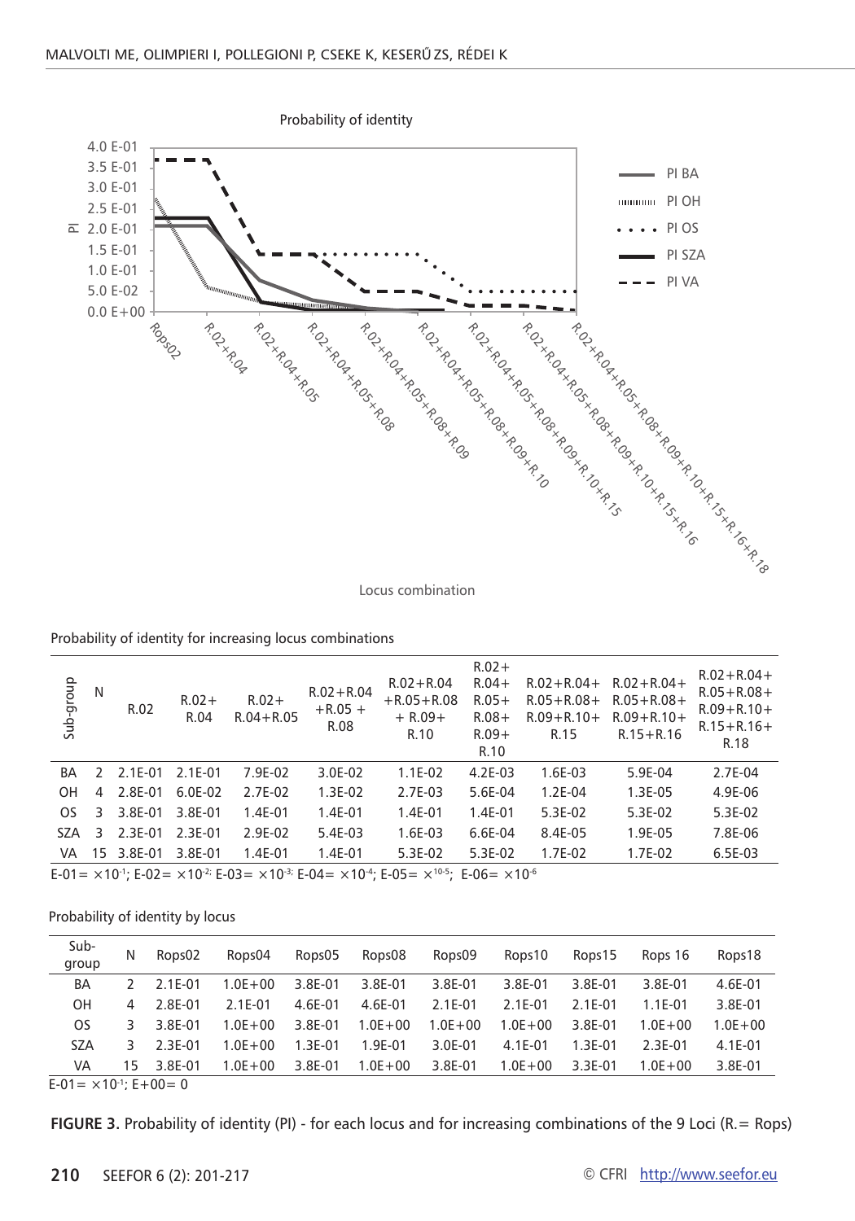Probability of identity

4.0 E-01
3.5 E-01
3.0 E-01
2.5 E-01
2.0 E-01
1.5 E-01
1.0 E-01
5.0 E-02
0.0 E+00

PI

PI BA
PI OH
PI OS
PI SZA
PI VA

Rops02
R.02+R.04
R.02+R.04+R.05
R.02+R.04+R.05+R.08
R.02+R.04+R.05+R.08+R.09
R.02+R.04+R.05+R.08+R.09+R.10
R.02+R.04+R.05+R.08+R.09+R.10+R.15
R.02+R.04+R.05+R.08+R.09+R.10+R.15+R.16
R.02+R.04+R.05+R.08+R.09+R.10+R.15+R.16+R.18

Locus combination

Probability of identity for increasing locus combinations

| Sub-group | N | R.02 | R.02+ R.04 | R.02+ R.04+R.05 | R.02+R.04 +R.05 + R.08 | R.02+R.04 +R.05+R.08 + R.09+ R.10 | R.02+ R.04+ R.05+ R.08+ R.09+ R.10 | R.02+R.04+ R.05+R.08+ R.09+R.10+ R.15 | R.02+R.04+ R.05+R.08+ R.09+R.10+ R.15+R.16 | R.02+R.04+ R.05+R.08+ R.09+R.10+ R.15+R.16+ R.18 |
|---|---|---|---|---|---|---|---|---|---|---|
| BA | 2 | 2.1E-01 | 2.1E-01 | 7.9E-02 | 3.0E-02 | 1.1E-02 | 4.2E-03 | 1.6E-03 | 5.9E-04 | 2.7E-04 |
| OH | 4 | 2.8E-01 | 6.0E-02 | 2.7E-02 | 1.3E-02 | 2.7E-03 | 5.6E-04 | 1.2E-04 | 1.3E-05 | 4.9E-06 |
| OS | 3 | 3.8E-01 | 3.8E-01 | 1.4E-01 | 1.4E-01 | 1.4E-01 | 1.4E-01 | 5.3E-02 | 5.3E-02 | 5.3E-02 |
| SZA | 3 | 2.3E-01 | 2.3E-01 | 2.9E-02 | 5.4E-03 | 1.6E-03 | 6.6E-04 | 8.4E-05 | 1.9E-05 | 7.8E-06 |
| VA | 15 | 3.8E-01 | 3.8E-01 | 1.4E-01 | 1.4E-01 | 5.3E-02 | 5.3E-02 | 1.7E-02 | 1.7E-02 | 6.5E-03 |

E-01= $\times 10^{-1}$; E-02= $\times 10^{-2}$; E-03= $\times 10^{-3}$; E-04= $\times 10^{-4}$; E-05= $\times 10^{-5}$; E-06= $\times 10^{-6}$

Probability of identity by locus

| Sub-group | N | Rops02 | Rops04 | Rops05 | Rops08 | Rops09 | Rops10 | Rops15 | Rops 16 | Rops18 |
|---|---|---|---|---|---|---|---|---|---|---|
| BA | 2 | 2.1E-01 | 1.0E+00 | 3.8E-01 | 3.8E-01 | 3.8E-01 | 3.8E-01 | 3.8E-01 | 3.8E-01 | 4.6E-01 |
| OH | 4 | 2.8E-01 | 2.1E-01 | 4.6E-01 | 4.6E-01 | 2.1E-01 | 2.1E-01 | 2.1E-01 | 1.1E-01 | 3.8E-01 |
| OS | 3 | 3.8E-01 | 1.0E+00 | 3.8E-01 | 1.0E+00 | 1.0E+00 | 1.0E+00 | 3.8E-01 | 1.0E+00 | 1.0E+00 |
| SZA | 3 | 2.3E-01 | 1.0E+00 | 1.3E-01 | 1.9E-01 | 3.0E-01 | 4.1E-01 | 1.3E-01 | 2.3E-01 | 4.1E-01 |
| VA | 15 | 3.8E-01 | 1.0E+00 | 3.8E-01 | 1.0E+00 | 3.8E-01 | 1.0E+00 | 3.3E-01 | 1.0E+00 | 3.8E-01 |

E-01= $\times 10^{-1}$; E+00= 0

**FIGURE 3.** Probability of identity (PI) - for each locus and for increasing combinations of the 9 Loci (R.= Rops)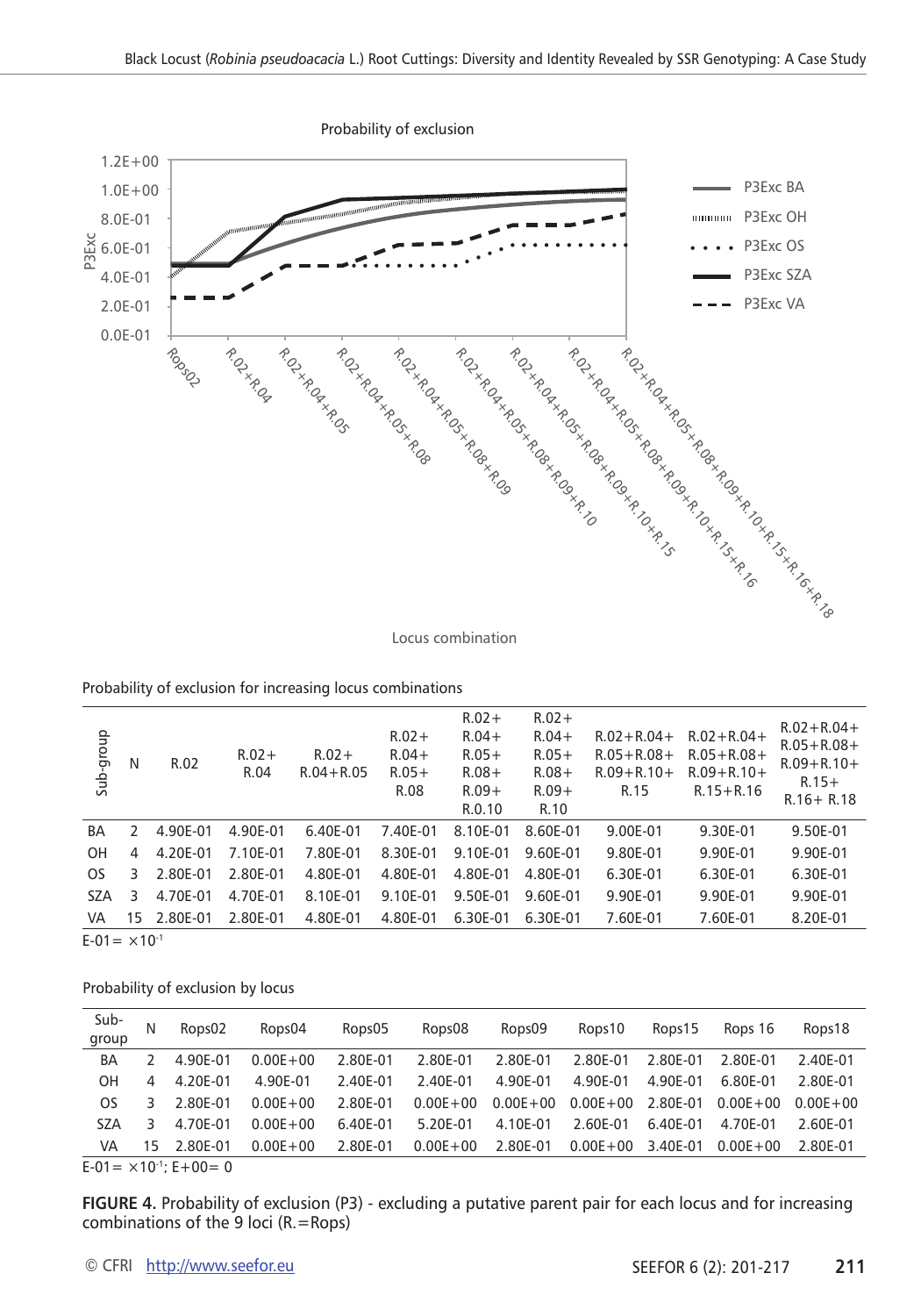Probability of exclusion

1.2E+00
1.0E+00
8.0E-01
6.0E-01
4.0E-01
2.0E-01
0.0E-01

P3Exc

Rops02
R.02+R.04
R.02+R.04+R.05
R.02+R.04+R.05+R.08
R.02+R.04+R.05+R.08+R.09
R.02+R.04+R.05+R.08+R.09+R.10
R.02+R.04+R.05+R.08+R.09+R.10+R.15
R.02+R.04+R.05+R.08+R.09+R.10+R.15+R.16
R.02+R.04+R.05+R.08+R.09+R.10+R.15+R.16+R.18

Locus combination

P3Exc BA
P3Exc OH
P3Exc OS
P3Exc SZA
P3Exc VA

Probability of exclusion for increasing locus combinations

| Sub-group | N | R.02 | R.02+ R.04 | R.02+ R.04+R.05 | R.02+ R.04+ R.05+ R.08 | R.02+ R.04+ R.05+ R.08+ R.09+ R.0.10 | R.02+ R.04+ R.05+ R.08+ R.09+ R.10 | R.02+R.04+ R.05+R.08+ R.09+R.10+ R.15 | R.02+R.04+ R.05+R.08+ R.09+R.10+ R.15+R.16 | R.02+R.04+ R.05+R.08+ R.09+R.10+ R.15+ R.16+ R.18 |
|---|---|---|---|---|---|---|---|---|---|---|
| BA | 2 | 4.90E-01 | 4.90E-01 | 6.40E-01 | 7.40E-01 | 8.10E-01 | 8.60E-01 | 9.00E-01 | 9.30E-01 | 9.50E-01 |
| OH | 4 | 4.20E-01 | 7.10E-01 | 7.80E-01 | 8.30E-01 | 9.10E-01 | 9.60E-01 | 9.80E-01 | 9.90E-01 | 9.90E-01 |
| OS | 3 | 2.80E-01 | 2.80E-01 | 4.80E-01 | 4.80E-01 | 4.80E-01 | 4.80E-01 | 6.30E-01 | 6.30E-01 | 6.30E-01 |
| SZA | 3 | 4.70E-01 | 4.70E-01 | 8.10E-01 | 9.10E-01 | 9.50E-01 | 9.60E-01 | 9.90E-01 | 9.90E-01 | 9.90E-01 |
| VA | 15 | 2.80E-01 | 2.80E-01 | 4.80E-01 | 4.80E-01 | 6.30E-01 | 6.30E-01 | 7.60E-01 | 7.60E-01 | 8.20E-01 |

E-01= $\times 10^{-1}$

Probability of exclusion by locus

| Sub-group | N | Rops02 | Rops04 | Rops05 | Rops08 | Rops09 | Rops10 | Rops15 | Rops 16 | Rops18 |
|---|---|---|---|---|---|---|---|---|---|---|
| BA | 2 | 4.90E-01 | 0.00E+00 | 2.80E-01 | 2.80E-01 | 2.80E-01 | 2.80E-01 | 2.80E-01 | 2.80E-01 | 2.40E-01 |
| OH | 4 | 4.20E-01 | 4.90E-01 | 2.40E-01 | 2.40E-01 | 4.90E-01 | 4.90E-01 | 4.90E-01 | 6.80E-01 | 2.80E-01 |
| OS | 3 | 2.80E-01 | 0.00E+00 | 2.80E-01 | 0.00E+00 | 0.00E+00 | 0.00E+00 | 2.80E-01 | 0.00E+00 | 0.00E+00 |
| SZA | 3 | 4.70E-01 | 0.00E+00 | 6.40E-01 | 5.20E-01 | 4.10E-01 | 2.60E-01 | 6.40E-01 | 4.70E-01 | 2.60E-01 |
| VA | 15 | 2.80E-01 | 0.00E+00 | 2.80E-01 | 0.00E+00 | 2.80E-01 | 0.00E+00 | 3.40E-01 | 0.00E+00 | 2.80E-01 |

E-01= $\times 10^{-1}$; E+00= 0

**FIGURE 4.** Probability of exclusion (P3) - excluding a putative parent pair for each locus and for increasing combinations of the 9 loci (R.=Rops)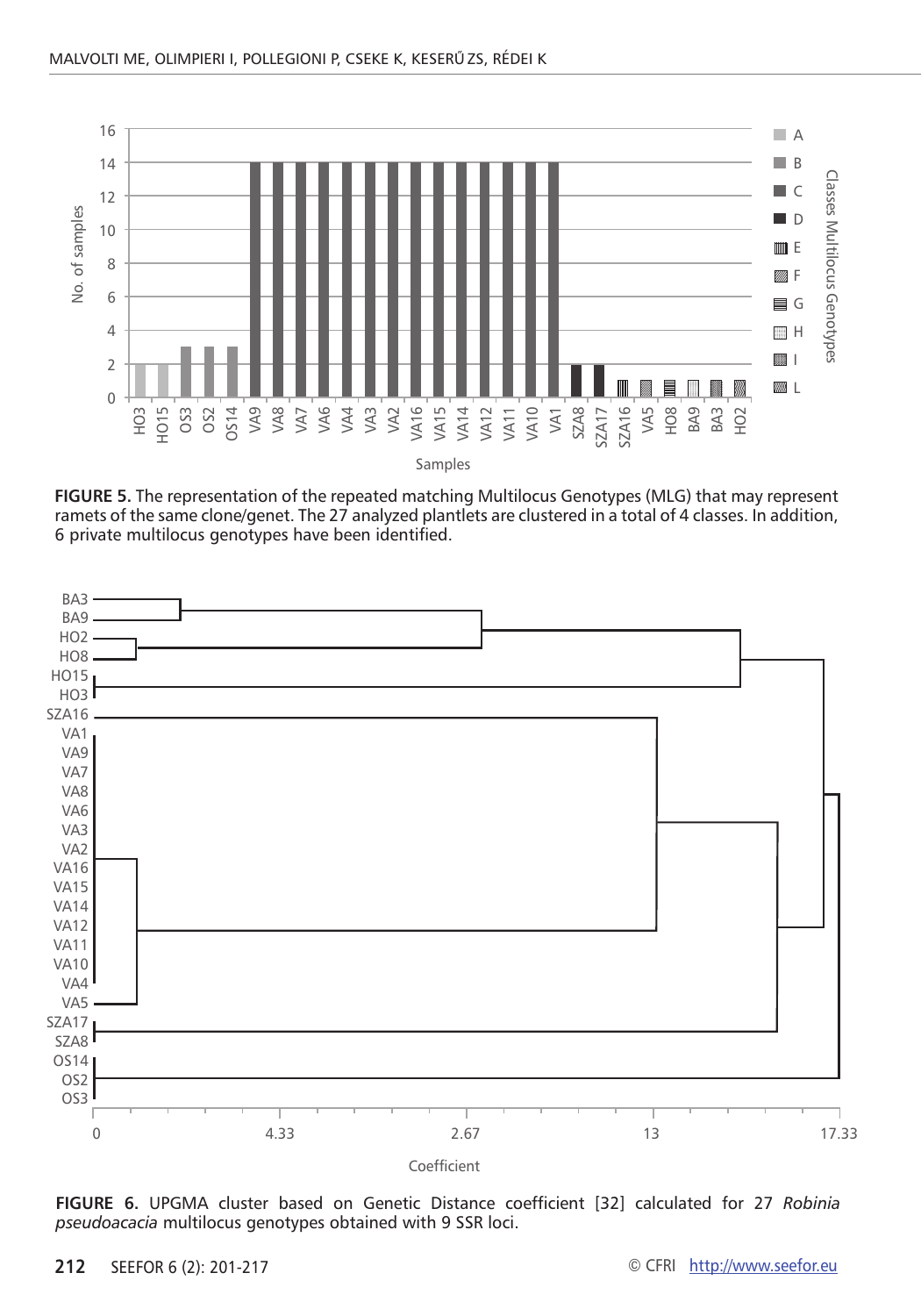**FIGURE 5.** The representation of the repeated matching Multilocus Genotypes (MLG) that may represent ramets of the same clone/genet. The 27 analyzed plantlets are clustered in a total of 4 classes. In addition, 6 private multilocus genotypes have been identified.

**FIGURE 6.** UPGMA cluster based on Genetic Distance coefficient [32] calculated for 27 *Robinia pseudoacacia* multilocus genotypes obtained with 9 SSR loci.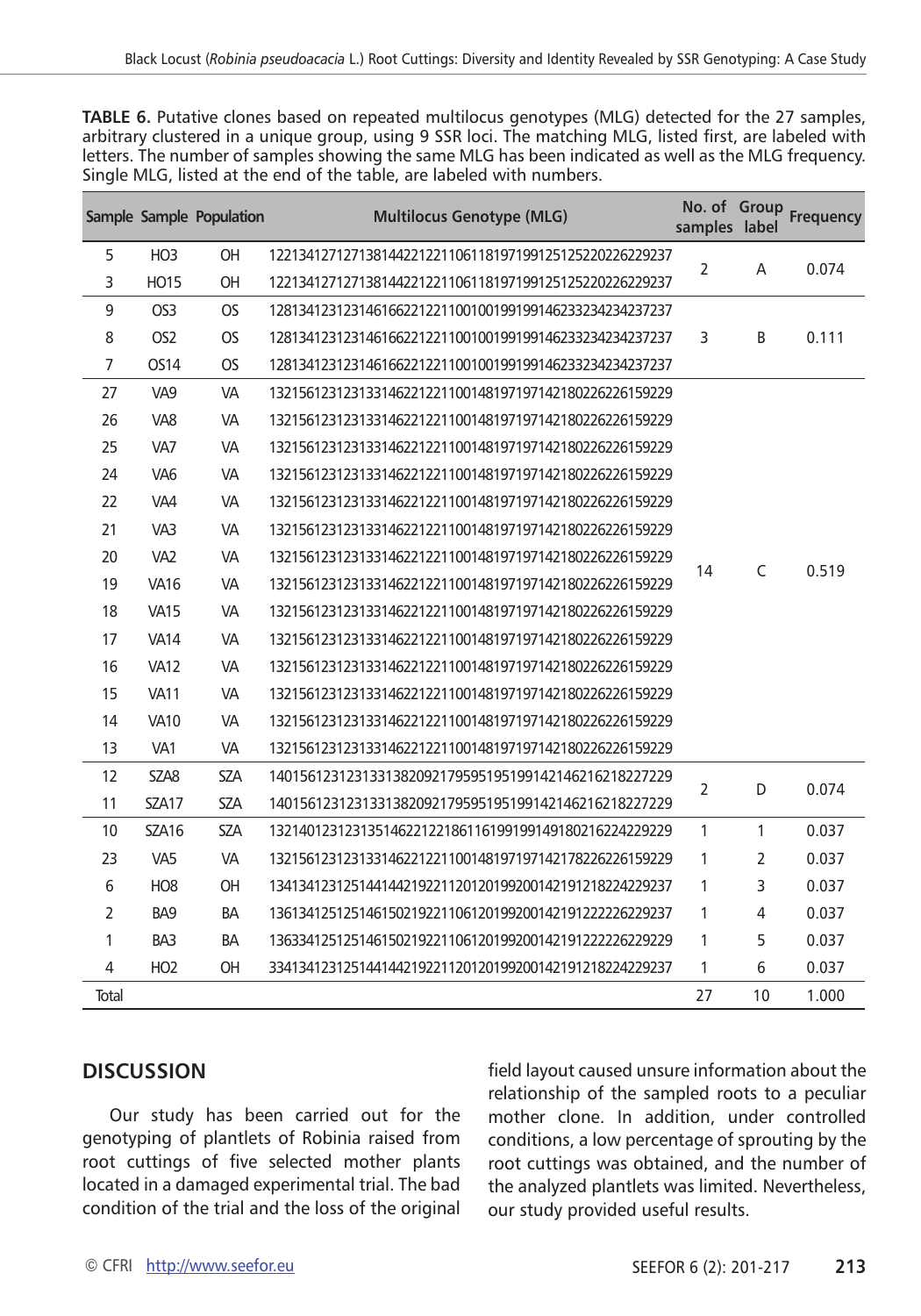**TABLE 6.** Putative clones based on repeated multilocus genotypes (MLG) detected for the 27 samples, arbitrary clustered in a unique group, using 9 SSR loci. The matching MLG, listed first, are labeled with letters. The number of samples showing the same MLG has been indicated as well as the MLG frequency. Single MLG, listed at the end of the table, are labeled with numbers.

| Sample | Sample | Population | Multilocus Genotype (MLG) | No. of samples | Group label | Frequency |
|---|---|---|---|---|---|---|
| 5 | HO3 | OH | 122134127127138144221221106118197199125125220226229237 | 2 | A | 0.074 |
| 3 | HO15 | OH | 122134127127138144221221106118197199125125220226229237 | | | |
| 9 | OS3 | OS | 128134123123146166221221100100199199146233234234237237 | 3 | B | 0.111 |
| 8 | OS2 | OS | 128134123123146166221221100100199199146233234234237237 | | | |
| 7 | OS14 | OS | 128134123123146166221221100100199199146233234234237237 | | | |
| 27 | VA9 | VA | 132156123123133146221221100148197197142180226226159229 | 14 | C | 0.519 |
| 26 | VA8 | VA | 132156123123133146221221100148197197142180226226159229 | | | |
| 25 | VA7 | VA | 132156123123133146221221100148197197142180226226159229 | | | |
| 24 | VA6 | VA | 132156123123133146221221100148197197142180226226159229 | | | |
| 22 | VA4 | VA | 132156123123133146221221100148197197142180226226159229 | | | |
| 21 | VA3 | VA | 132156123123133146221221100148197197142180226226159229 | | | |
| 20 | VA2 | VA | 132156123123133146221221100148197197142180226226159229 | | | |
| 19 | VA16 | VA | 132156123123133146221221100148197197142180226226159229 | | | |
| 18 | VA15 | VA | 132156123123133146221221100148197197142180226226159229 | | | |
| 17 | VA14 | VA | 132156123123133146221221100148197197142180226226159229 | | | |
| 16 | VA12 | VA | 132156123123133146221221100148197197142180226226159229 | | | |
| 15 | VA11 | VA | 132156123123133146221221100148197197142180226226159229 | | | |
| 14 | VA10 | VA | 132156123123133146221221100148197197142180226226159229 | | | |
| 13 | VA1 | VA | 132156123123133146221221100148197197142180226226159229 | | | |
| 12 | SZA8 | SZA | 140156123123133138209217959519519914214621621822 7229 | 2 | D | 0.074 |
| 11 | SZA17 | SZA | 140156123123133138209217959519519914214621621822 7229 | | | |
| 10 | SZA16 | SZA | 132140123123135146221221861161991991491802162242 29229 | 1 | 1 | 0.037 |
| 23 | VA5 | VA | 132156123123133146221221100148197197142178226226159229 | 1 | 2 | 0.037 |
| 6 | HO8 | OH | 134134123125144144219221120120199200142191218224229237 | 1 | 3 | 0.037 |
| 2 | BA9 | BA | 136134125125146150219221106120199200142191222226229237 | 1 | 4 | 0.037 |
| 1 | BA3 | BA | 136334125125146150219221106120199200142191222226229229 | 1 | 5 | 0.037 |
| 4 | HO2 | OH | 334134123125144144219221120120199200142191218224229237 | 1 | 6 | 0.037 |
| Total | | | | 27 | 10 | 1.000 |

## DISCUSSION

Our study has been carried out for the genotyping of plantlets of Robinia raised from root cuttings of five selected mother plants located in a damaged experimental trial. The bad condition of the trial and the loss of the original field layout caused unsure information about the relationship of the sampled roots to a peculiar mother clone. In addition, under controlled conditions, a low percentage of sprouting by the root cuttings was obtained, and the number of the analyzed plantlets was limited. Nevertheless, our study provided useful results.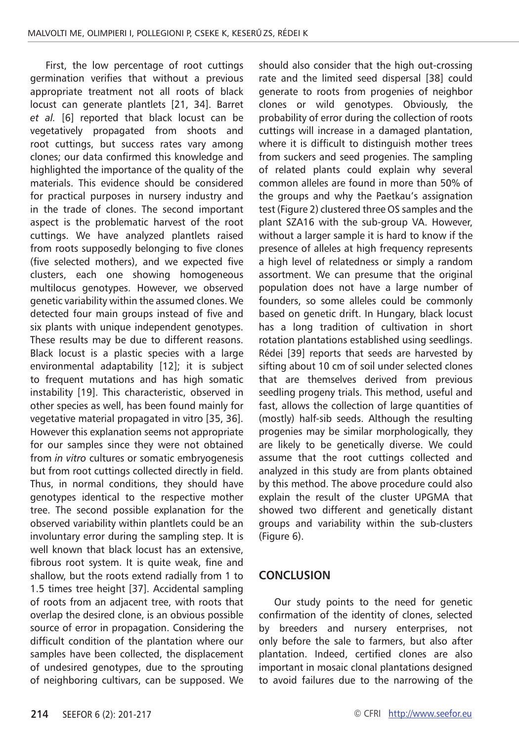First, the low percentage of root cuttings germination verifies that without a previous appropriate treatment not all roots of black locust can generate plantlets [21, 34]. Barret *et al.* [6] reported that black locust can be vegetatively propagated from shoots and root cuttings, but success rates vary among clones; our data confirmed this knowledge and highlighted the importance of the quality of the materials. This evidence should be considered for practical purposes in nursery industry and in the trade of clones. The second important aspect is the problematic harvest of the root cuttings. We have analyzed plantlets raised from roots supposedly belonging to five clones (five selected mothers), and we expected five clusters, each one showing homogeneous multilocus genotypes. However, we observed genetic variability within the assumed clones. We detected four main groups instead of five and six plants with unique independent genotypes. These results may be due to different reasons. Black locust is a plastic species with a large environmental adaptability [12]; it is subject to frequent mutations and has high somatic instability [19]. This characteristic, observed in other species as well, has been found mainly for vegetative material propagated in vitro [35, 36]. However this explanation seems not appropriate for our samples since they were not obtained from *in vitro* cultures or somatic embryogenesis but from root cuttings collected directly in field. Thus, in normal conditions, they should have genotypes identical to the respective mother tree. The second possible explanation for the observed variability within plantlets could be an involuntary error during the sampling step. It is well known that black locust has an extensive, fibrous root system. It is quite weak, fine and shallow, but the roots extend radially from 1 to 1.5 times tree height [37]. Accidental sampling of roots from an adjacent tree, with roots that overlap the desired clone, is an obvious possible source of error in propagation. Considering the difficult condition of the plantation where our samples have been collected, the displacement of undesired genotypes, due to the sprouting of neighboring cultivars, can be supposed. We should also consider that the high out-crossing rate and the limited seed dispersal [38] could generate to roots from progenies of neighbor clones or wild genotypes. Obviously, the probability of error during the collection of roots cuttings will increase in a damaged plantation, where it is difficult to distinguish mother trees from suckers and seed progenies. The sampling of related plants could explain why several common alleles are found in more than 50% of the groups and why the Paetkau's assignation test (Figure 2) clustered three OS samples and the plant SZA16 with the sub-group VA. However, without a larger sample it is hard to know if the presence of alleles at high frequency represents a high level of relatedness or simply a random assortment. We can presume that the original population does not have a large number of founders, so some alleles could be commonly based on genetic drift. In Hungary, black locust has a long tradition of cultivation in short rotation plantations established using seedlings. Rédei [39] reports that seeds are harvested by sifting about 10 cm of soil under selected clones that are themselves derived from previous seedling progeny trials. This method, useful and fast, allows the collection of large quantities of (mostly) half-sib seeds. Although the resulting progenies may be similar morphologically, they are likely to be genetically diverse. We could assume that the root cuttings collected and analyzed in this study are from plants obtained by this method. The above procedure could also explain the result of the cluster UPGMA that showed two different and genetically distant groups and variability within the sub-clusters (Figure 6).

## CONCLUSION

Our study points to the need for genetic confirmation of the identity of clones, selected by breeders and nursery enterprises, not only before the sale to farmers, but also after plantation. Indeed, certified clones are also important in mosaic clonal plantations designed to avoid failures due to the narrowing of the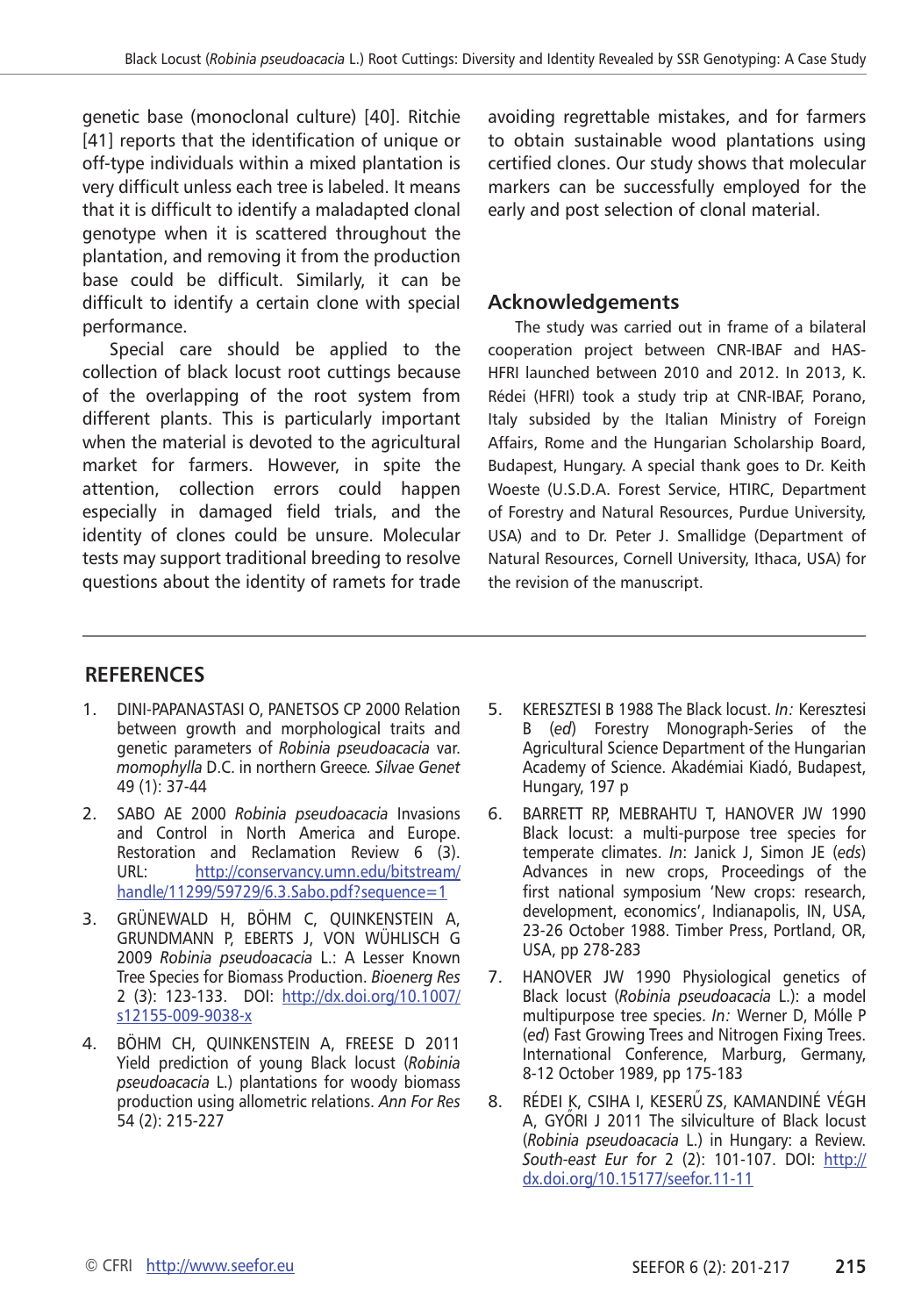genetic base (monoclonal culture) [40]. Ritchie [41] reports that the identification of unique or off-type individuals within a mixed plantation is very difficult unless each tree is labeled. It means that it is difficult to identify a maladapted clonal genotype when it is scattered throughout the plantation, and removing it from the production base could be difficult. Similarly, it can be difficult to identify a certain clone with special performance.

Special care should be applied to the collection of black locust root cuttings because of the overlapping of the root system from different plants. This is particularly important when the material is devoted to the agricultural market for farmers. However, in spite the attention, collection errors could happen especially in damaged field trials, and the identity of clones could be unsure. Molecular tests may support traditional breeding to resolve questions about the identity of ramets for trade avoiding regrettable mistakes, and for farmers to obtain sustainable wood plantations using certified clones. Our study shows that molecular markers can be successfully employed for the early and post selection of clonal material.

## Acknowledgements

The study was carried out in frame of a bilateral cooperation project between CNR-IBAF and HAS-HFRI launched between 2010 and 2012. In 2013, K. Rédei (HFRI) took a study trip at CNR-IBAF, Porano, Italy subsided by the Italian Ministry of Foreign Affairs, Rome and the Hungarian Scholarship Board, Budapest, Hungary. A special thank goes to Dr. Keith Woeste (U.S.D.A. Forest Service, HTIRC, Department of Forestry and Natural Resources, Purdue University, USA) and to Dr. Peter J. Smallidge (Department of Natural Resources, Cornell University, Ithaca, USA) for the revision of the manuscript.

## REFERENCES

1. DINI-PAPANASTASI O, PANETSOS CP 2000 Relation between growth and morphological traits and genetic parameters of *Robinia pseudoacacia* var. *momophylla* D.C. in northern Greece. *Silvae Genet* 49 (1): 37-44
2. SABO AE 2000 *Robinia pseudoacacia* Invasions and Control in North America and Europe. Restoration and Reclamation Review 6 (3). URL: http://conservancy.umn.edu/bitstream/handle/11299/59729/6.3.Sabo.pdf?sequence=1
3. GRÜNEWALD H, BÖHM C, QUINKENSTEIN A, GRUNDMANN P, EBERTS J, VON WÜHLISCH G 2009 *Robinia pseudoacacia* L.: A Lesser Known Tree Species for Biomass Production. *Bioenerg Res* 2 (3): 123-133. DOI: http://dx.doi.org/10.1007/s12155-009-9038-x
4. BÖHM CH, QUINKENSTEIN A, FREESE D 2011 Yield prediction of young Black locust (*Robinia pseudoacacia* L.) plantations for woody biomass production using allometric relations. *Ann For Res* 54 (2): 215-227
5. KERESZTESI B 1988 The Black locust. *In:* Keresztesi B (*ed*) Forestry Monograph-Series of the Agricultural Science Department of the Hungarian Academy of Science. Akadémiai Kiadó, Budapest, Hungary, 197 p
6. BARRETT RP, MEBRAHTU T, HANOVER JW 1990 Black locust: a multi-purpose tree species for temperate climates. *In*: Janick J, Simon JE (*eds*) Advances in new crops, Proceedings of the first national symposium 'New crops: research, development, economics', Indianapolis, IN, USA, 23-26 October 1988. Timber Press, Portland, OR, USA, pp 278-283
7. HANOVER JW 1990 Physiological genetics of Black locust (*Robinia pseudoacacia* L.): a model multipurpose tree species. *In:* Werner D, Mólle P (*ed*) Fast Growing Trees and Nitrogen Fixing Trees. International Conference, Marburg, Germany, 8-12 October 1989, pp 175-183
8. RÉDEI K, CSIHA I, KESERŰ ZS, KAMANDINÉ VÉGH A, GYŐRI J 2011 The silviculture of Black locust (*Robinia pseudoacacia* L.) in Hungary: a Review. *South-east Eur for* 2 (2): 101-107. DOI: http://dx.doi.org/10.15177/seefor.11-11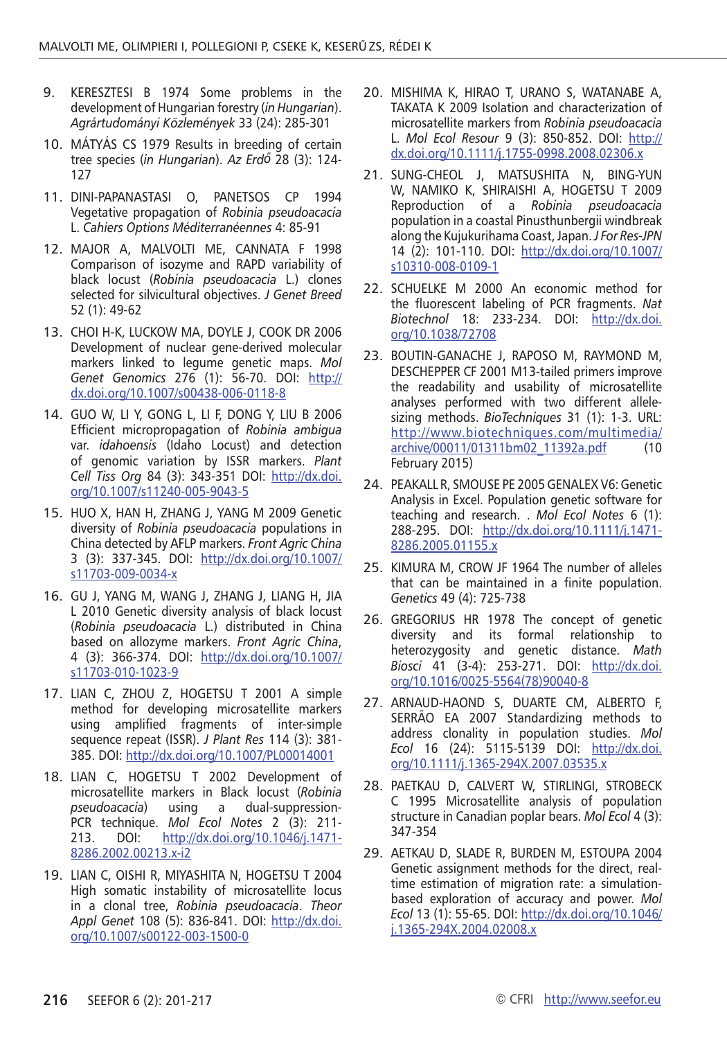9. KERESZTESI B 1974 Some problems in the development of Hungarian forestry (*in Hungarian*). *Agrártudományi Közlemények* 33 (24): 285-301

10. MÁTYÁS CS 1979 Results in breeding of certain tree species (*in Hungarian*). *Az Erdő* 28 (3): 124-127

11. DINI-PAPANASTASI O, PANETSOS CP 1994 Vegetative propagation of *Robinia pseudoacacia* L. *Cahiers Options Méditerranéennes* 4: 85-91

12. MAJOR A, MALVOLTI ME, CANNATA F 1998 Comparison of isozyme and RAPD variability of black locust (*Robinia pseudoacacia* L.) clones selected for silvicultural objectives. *J Genet Breed* 52 (1): 49-62

13. CHOI H-K, LUCKOW MA, DOYLE J, COOK DR 2006 Development of nuclear gene-derived molecular markers linked to legume genetic maps. *Mol Genet Genomics* 276 (1): 56-70. DOI: http://dx.doi.org/10.1007/s00438-006-0118-8

14. GUO W, LI Y, GONG L, LI F, DONG Y, LIU B 2006 Efficient micropropagation of *Robinia ambigua* var. *idahoensis* (Idaho Locust) and detection of genomic variation by ISSR markers. *Plant Cell Tiss Org* 84 (3): 343-351 DOI: http://dx.doi.org/10.1007/s11240-005-9043-5

15. HUO X, HAN H, ZHANG J, YANG M 2009 Genetic diversity of *Robinia pseudoacacia* populations in China detected by AFLP markers. *Front Agric China* 3 (3): 337-345. DOI: http://dx.doi.org/10.1007/s11703-009-0034-x

16. GU J, YANG M, WANG J, ZHANG J, LIANG H, JIA L 2010 Genetic diversity analysis of black locust (*Robinia pseudoacacia* L.) distributed in China based on allozyme markers. *Front Agric China*, 4 (3): 366-374. DOI: http://dx.doi.org/10.1007/s11703-010-1023-9

17. LIAN C, ZHOU Z, HOGETSU T 2001 A simple method for developing microsatellite markers using amplified fragments of inter-simple sequence repeat (ISSR). *J Plant Res* 114 (3): 381-385. DOI: http://dx.doi.org/10.1007/PL00014001

18. LIAN C, HOGETSU T 2002 Development of microsatellite markers in Black locust (*Robinia pseudoacacia*) using a dual-suppression-PCR technique. *Mol Ecol Notes* 2 (3): 211-213. DOI: http://dx.doi.org/10.1046/j.1471-8286.2002.00213.x-i2

19. LIAN C, OISHI R, MIYASHITA N, HOGETSU T 2004 High somatic instability of microsatellite locus in a clonal tree, *Robinia pseudoacacia*. *Theor Appl Genet* 108 (5): 836-841. DOI: http://dx.doi.org/10.1007/s00122-003-1500-0

20. MISHIMA K, HIRAO T, URANO S, WATANABE A, TAKATA K 2009 Isolation and characterization of microsatellite markers from *Robinia pseudoacacia* L. *Mol Ecol Resour* 9 (3): 850-852. DOI: http://dx.doi.org/10.1111/j.1755-0998.2008.02306.x

21. SUNG-CHEOL J, MATSUSHITA N, BING-YUN W, NAMIKO K, SHIRAISHI A, HOGETSU T 2009 Reproduction of a *Robinia pseudoacacia* population in a coastal Pinusthunbergii windbreak along the Kujukurihama Coast, Japan. *J For Res-JPN* 14 (2): 101-110. DOI: http://dx.doi.org/10.1007/s10310-008-0109-1

22. SCHUELKE M 2000 An economic method for the fluorescent labeling of PCR fragments. *Nat Biotechnol* 18: 233-234. DOI: http://dx.doi.org/10.1038/72708

23. BOUTIN-GANACHE J, RAPOSO M, RAYMOND M, DESCHEPPER CF 2001 M13-tailed primers improve the readability and usability of microsatellite analyses performed with two different allele-sizing methods. *BioTechniques* 31 (1): 1-3. URL: http://www.biotechniques.com/multimedia/archive/00011/01311bm02_11392a.pdf (10 February 2015)

24. PEAKALL R, SMOUSE PE 2005 GENALEX V6: Genetic Analysis in Excel. Population genetic software for teaching and research. . *Mol Ecol Notes* 6 (1): 288-295. DOI: http://dx.doi.org/10.1111/j.1471-8286.2005.01155.x

25. KIMURA M, CROW JF 1964 The number of alleles that can be maintained in a finite population. *Genetics* 49 (4): 725-738

26. GREGORIUS HR 1978 The concept of genetic diversity and its formal relationship to heterozygosity and genetic distance. *Math Biosci* 41 (3-4): 253-271. DOI: http://dx.doi.org/10.1016/0025-5564(78)90040-8

27. ARNAUD-HAOND S, DUARTE CM, ALBERTO F, SERRÃO EA 2007 Standardizing methods to address clonality in population studies. *Mol Ecol* 16 (24): 5115-5139 DOI: http://dx.doi.org/10.1111/j.1365-294X.2007.03535.x

28. PAETKAU D, CALVERT W, STIRLINGI, STROBECK C 1995 Microsatellite analysis of population structure in Canadian poplar bears. *Mol Ecol* 4 (3): 347-354

29. AETKAU D, SLADE R, BURDEN M, ESTOUPA 2004 Genetic assignment methods for the direct, real-time estimation of migration rate: a simulation-based exploration of accuracy and power. *Mol Ecol* 13 (1): 55-65. DOI: http://dx.doi.org/10.1046/j.1365-294X.2004.02008.x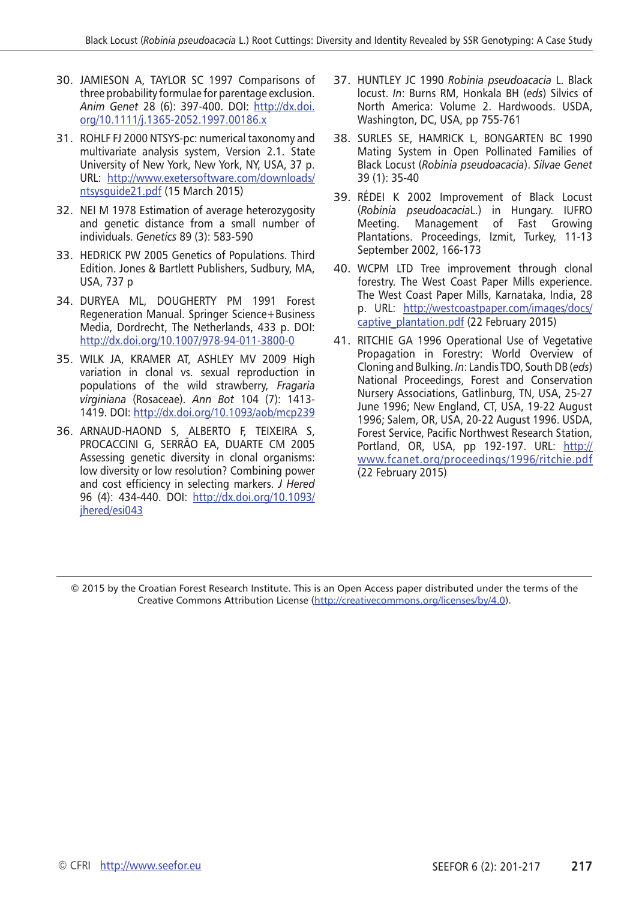30. JAMIESON A, TAYLOR SC 1997 Comparisons of three probability formulae for parentage exclusion. *Anim Genet* 28 (6): 397-400. DOI: http://dx.doi.org/10.1111/j.1365-2052.1997.00186.x

31. ROHLF FJ 2000 NTSYS-pc: numerical taxonomy and multivariate analysis system, Version 2.1. State University of New York, New York, NY, USA, 37 p. URL: http://www.exetersoftware.com/downloads/ntsysguide21.pdf (15 March 2015)

32. NEI M 1978 Estimation of average heterozygosity and genetic distance from a small number of individuals. *Genetics* 89 (3): 583-590

33. HEDRICK PW 2005 Genetics of Populations. Third Edition. Jones & Bartlett Publishers, Sudbury, MA, USA, 737 p

34. DURYEA ML, DOUGHERTY PM 1991 Forest Regeneration Manual. Springer Science+Business Media, Dordrecht, The Netherlands, 433 p. DOI: http://dx.doi.org/10.1007/978-94-011-3800-0

35. WILK JA, KRAMER AT, ASHLEY MV 2009 High variation in clonal vs. sexual reproduction in populations of the wild strawberry, *Fragaria virginiana* (Rosaceae). *Ann Bot* 104 (7): 1413-1419. DOI: http://dx.doi.org/10.1093/aob/mcp239

36. ARNAUD-HAOND S, ALBERTO F, TEIXEIRA S, PROCACCINI G, SERRÃO EA, DUARTE CM 2005 Assessing genetic diversity in clonal organisms: low diversity or low resolution? Combining power and cost efficiency in selecting markers. *J Hered* 96 (4): 434-440. DOI: http://dx.doi.org/10.1093/jhered/esi043

37. HUNTLEY JC 1990 *Robinia pseudoacacia* L. Black locust. *In*: Burns RM, Honkala BH (*eds*) Silvics of North America: Volume 2. Hardwoods. USDA, Washington, DC, USA, pp 755-761

38. SURLES SE, HAMRICK L, BONGARTEN BC 1990 Mating System in Open Pollinated Families of Black Locust (*Robinia pseudoacacia*). *Silvae Genet* 39 (1): 35-40

39. RÉDEI K 2002 Improvement of Black Locust (*Robinia pseudoacacia*L.) in Hungary. IUFRO Meeting. Management of Fast Growing Plantations. Proceedings, Izmit, Turkey, 11-13 September 2002, 166-173

40. WCPM LTD Tree improvement through clonal forestry. The West Coast Paper Mills experience. The West Coast Paper Mills, Karnataka, India, 28 p. URL: http://westcoastpaper.com/images/docs/captive_plantation.pdf (22 February 2015)

41. RITCHIE GA 1996 Operational Use of Vegetative Propagation in Forestry: World Overview of Cloning and Bulking. *In*: Landis TDO, South DB (*eds*) National Proceedings, Forest and Conservation Nursery Associations, Gatlinburg, TN, USA, 25-27 June 1996; New England, CT, USA, 19-22 August 1996; Salem, OR, USA, 20-22 August 1996. USDA, Forest Service, Pacific Northwest Research Station, Portland, OR, USA, pp 192-197. URL: http://www.fcanet.org/proceedings/1996/ritchie.pdf (22 February 2015)

© 2015 by the Croatian Forest Research Institute. This is an Open Access paper distributed under the terms of the Creative Commons Attribution License (http://creativecommons.org/licenses/by/4.0).